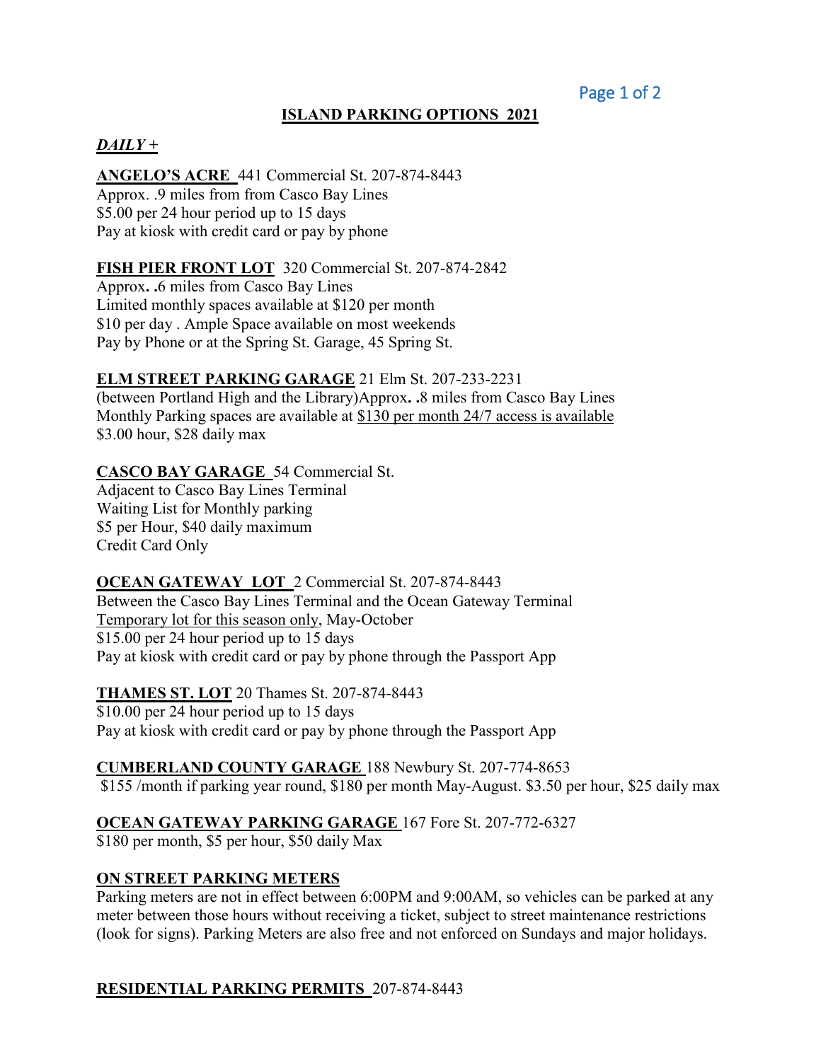# ISLAND PARKING OPTIONS 2021

## *DAILY +*

**ANGELO'S ACRE** 441 Commercial St. 207-874-8443
Approx. .9 miles from from Casco Bay Lines
$5.00 per 24 hour period up to 15 days
Pay at kiosk with credit card or pay by phone

**FISH PIER FRONT LOT** 320 Commercial St. 207-874-2842
Approx**.** .6 miles from Casco Bay Lines
Limited monthly spaces available at $120 per month
$10 per day . Ample Space available on most weekends
Pay by Phone or at the Spring St. Garage, 45 Spring St.

**ELM STREET PARKING GARAGE** 21 Elm St. 207-233-2231
(between Portland High and the Library)Approx**.** .8 miles from Casco Bay Lines
Monthly Parking spaces are available at <u>$130 per month 24/7 access is available</u>
$3.00 hour, $28 daily max

**CASCO BAY GARAGE** 54 Commercial St.
Adjacent to Casco Bay Lines Terminal
Waiting List for Monthly parking
$5 per Hour, $40 daily maximum
Credit Card Only

**OCEAN GATEWAY LOT** 2 Commercial St. 207-874-8443
Between the Casco Bay Lines Terminal and the Ocean Gateway Terminal
<u>Temporary lot for this season only</u>, May-October
$15.00 per 24 hour period up to 15 days
Pay at kiosk with credit card or pay by phone through the Passport App

**THAMES ST. LOT** 20 Thames St. 207-874-8443
$10.00 per 24 hour period up to 15 days
Pay at kiosk with credit card or pay by phone through the Passport App

**CUMBERLAND COUNTY GARAGE** 188 Newbury St. 207-774-8653
$155 /month if parking year round, $180 per month May-August. $3.50 per hour, $25 daily max

**OCEAN GATEWAY PARKING GARAGE** 167 Fore St. 207-772-6327
$180 per month, $5 per hour, $50 daily Max

**ON STREET PARKING METERS**
Parking meters are not in effect between 6:00PM and 9:00AM, so vehicles can be parked at any meter between those hours without receiving a ticket, subject to street maintenance restrictions (look for signs). Parking Meters are also free and not enforced on Sundays and major holidays.

**RESIDENTIAL PARKING PERMITS** 207-874-8443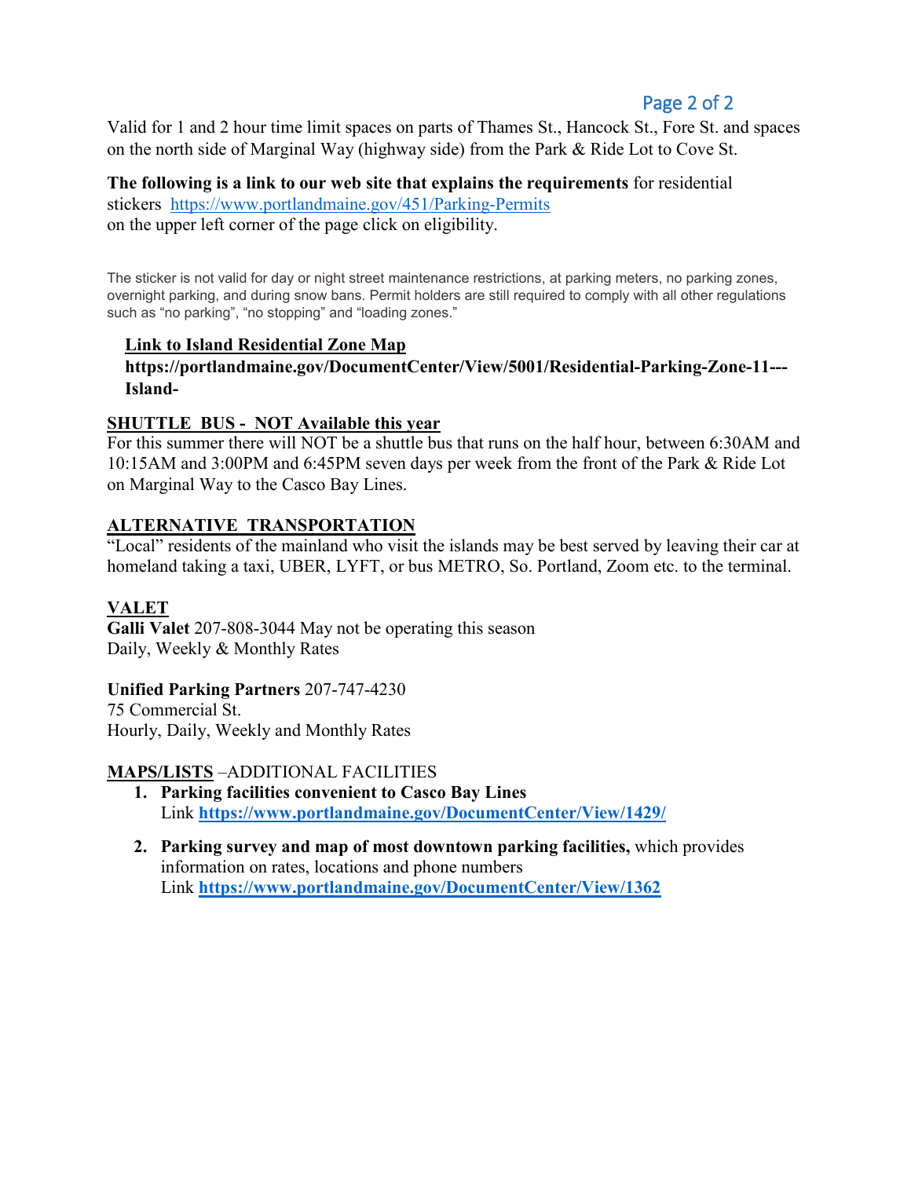Valid for 1 and 2 hour time limit spaces on parts of Thames St., Hancock St., Fore St. and spaces on the north side of Marginal Way (highway side) from the Park & Ride Lot to Cove St.

**The following is a link to our web site that explains the requirements** for residential stickers https://www.portlandmaine.gov/451/Parking-Permits
on the upper left corner of the page click on eligibility.

The sticker is not valid for day or night street maintenance restrictions, at parking meters, no parking zones, overnight parking, and during snow bans. Permit holders are still required to comply with all other regulations such as "no parking", "no stopping" and "loading zones."

**Link to Island Residential Zone Map**
**https://portlandmaine.gov/DocumentCenter/View/5001/Residential-Parking-Zone-11---Island-**

**SHUTTLE BUS - NOT Available this year**

For this summer there will NOT be a shuttle bus that runs on the half hour, between 6:30AM and 10:15AM and 3:00PM and 6:45PM seven days per week from the front of the Park & Ride Lot on Marginal Way to the Casco Bay Lines.

**ALTERNATIVE TRANSPORTATION**

"Local" residents of the mainland who visit the islands may be best served by leaving their car at homeland taking a taxi, UBER, LYFT, or bus METRO, So. Portland, Zoom etc. to the terminal.

**VALET**

**Galli Valet** 207-808-3044 May not be operating this season
Daily, Weekly & Monthly Rates

**Unified Parking Partners** 207-747-4230
75 Commercial St.
Hourly, Daily, Weekly and Monthly Rates

**MAPS/LISTS** –ADDITIONAL FACILITIES

1. **Parking facilities convenient to Casco Bay Lines**
   Link **https://www.portlandmaine.gov/DocumentCenter/View/1429/**
2. **Parking survey and map of most downtown parking facilities,** which provides information on rates, locations and phone numbers
   Link **https://www.portlandmaine.gov/DocumentCenter/View/1362**